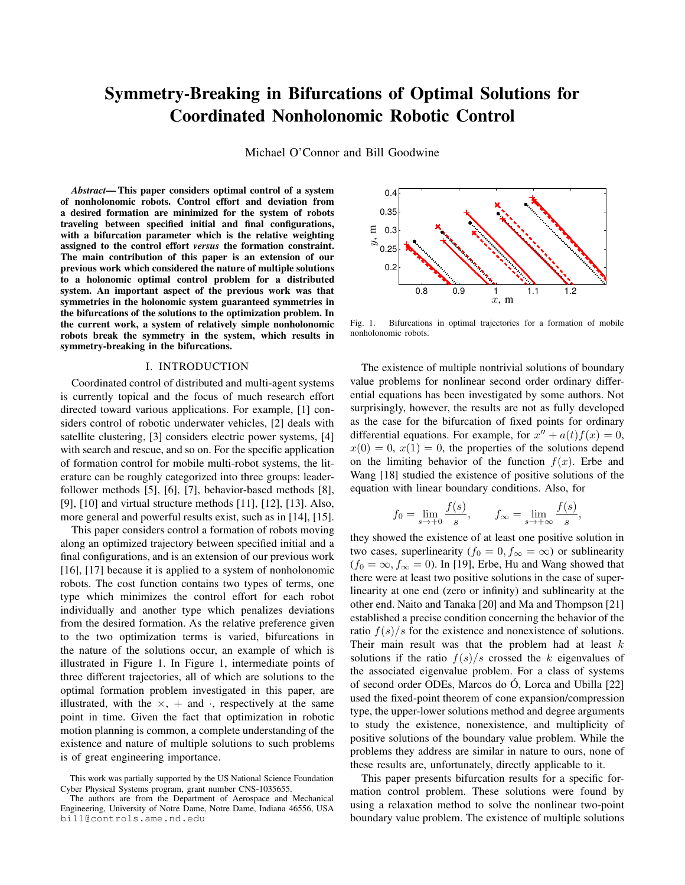# Symmetry-Breaking in Bifurcations of Optimal Solutions for Coordinated Nonholonomic Robotic Control

Michael O'Connor and Bill Goodwine

***Abstract*— This paper considers optimal control of a system of nonholonomic robots. Control effort and deviation from a desired formation are minimized for the system of robots traveling between specified initial and final configurations, with a bifurcation parameter which is the relative weighting assigned to the control effort *versus* the formation constraint. The main contribution of this paper is an extension of our previous work which considered the nature of multiple solutions to a holonomic optimal control problem for a distributed system. An important aspect of the previous work was that symmetries in the holonomic system guaranteed symmetries in the bifurcations of the solutions to the optimization problem. In the current work, a system of relatively simple nonholonomic robots break the symmetry in the system, which results in symmetry-breaking in the bifurcations.**

## I. INTRODUCTION

Coordinated control of distributed and multi-agent systems is currently topical and the focus of much research effort directed toward various applications. For example, [1] considers control of robotic underwater vehicles, [2] deals with satellite clustering, [3] considers electric power systems, [4] with search and rescue, and so on. For the specific application of formation control for mobile multi-robot systems, the literature can be roughly categorized into three groups: leader-follower methods [5], [6], [7], behavior-based methods [8], [9], [10] and virtual structure methods [11], [12], [13]. Also, more general and powerful results exist, such as in [14], [15].

This paper considers control a formation of robots moving along an optimized trajectory between specified initial and a final configurations, and is an extension of our previous work [16], [17] because it is applied to a system of nonholonomic robots. The cost function contains two types of terms, one type which minimizes the control effort for each robot individually and another type which penalizes deviations from the desired formation. As the relative preference given to the two optimization terms is varied, bifurcations in the nature of the solutions occur, an example of which is illustrated in Figure 1. In Figure 1, intermediate points of three different trajectories, all of which are solutions to the optimal formation problem investigated in this paper, are illustrated, with the $\times$, $+$ and $\cdot$, respectively at the same point in time. Given the fact that optimization in robotic motion planning is common, a complete understanding of the existence and nature of multiple solutions to such problems is of great engineering importance.

Fig. 1. Bifurcations in optimal trajectories for a formation of mobile nonholonomic robots.

The existence of multiple nontrivial solutions of boundary value problems for nonlinear second order ordinary differential equations has been investigated by some authors. Not surprisingly, however, the results are not as fully developed as the case for the bifurcation of fixed points for ordinary differential equations. For example, for $x'' + a(t)f(x) = 0$, $x(0) = 0$, $x(1) = 0$, the properties of the solutions depend on the limiting behavior of the function $f(x)$. Erbe and Wang [18] studied the existence of positive solutions of the equation with linear boundary conditions. Also, for

$$f_0 = \lim_{s\to+0} \frac{f(s)}{s}, \qquad f_\infty = \lim_{s\to+\infty} \frac{f(s)}{s},$$

they showed the existence of at least one positive solution in two cases, superlinearity ($f_0 = 0, f_\infty = \infty$) or sublinearity ($f_0 = \infty, f_\infty = 0$). In [19], Erbe, Hu and Wang showed that there were at least two positive solutions in the case of superlinearity at one end (zero or infinity) and sublinearity at the other end. Naito and Tanaka [20] and Ma and Thompson [21] established a precise condition concerning the behavior of the ratio $f(s)/s$ for the existence and nonexistence of solutions. Their main result was that the problem had at least $k$ solutions if the ratio $f(s)/s$ crossed the $k$ eigenvalues of the associated eigenvalue problem. For a class of systems of second order ODEs, Marcos do Ó, Lorca and Ubilla [22] used the fixed-point theorem of cone expansion/compression type, the upper-lower solutions method and degree arguments to study the existence, nonexistence, and multiplicity of positive solutions of the boundary value problem. While the problems they address are similar in nature to ours, none of these results are, unfortunately, directly applicable to it.

This paper presents bifurcation results for a specific formation control problem. These solutions were found by using a relaxation method to solve the nonlinear two-point boundary value problem. The existence of multiple solutions

This work was partially supported by the US National Science Foundation Cyber Physical Systems program, grant number CNS-1035655.

The authors are from the Department of Aerospace and Mechanical Engineering, University of Notre Dame, Notre Dame, Indiana 46556, USA bill@controls.ame.nd.edu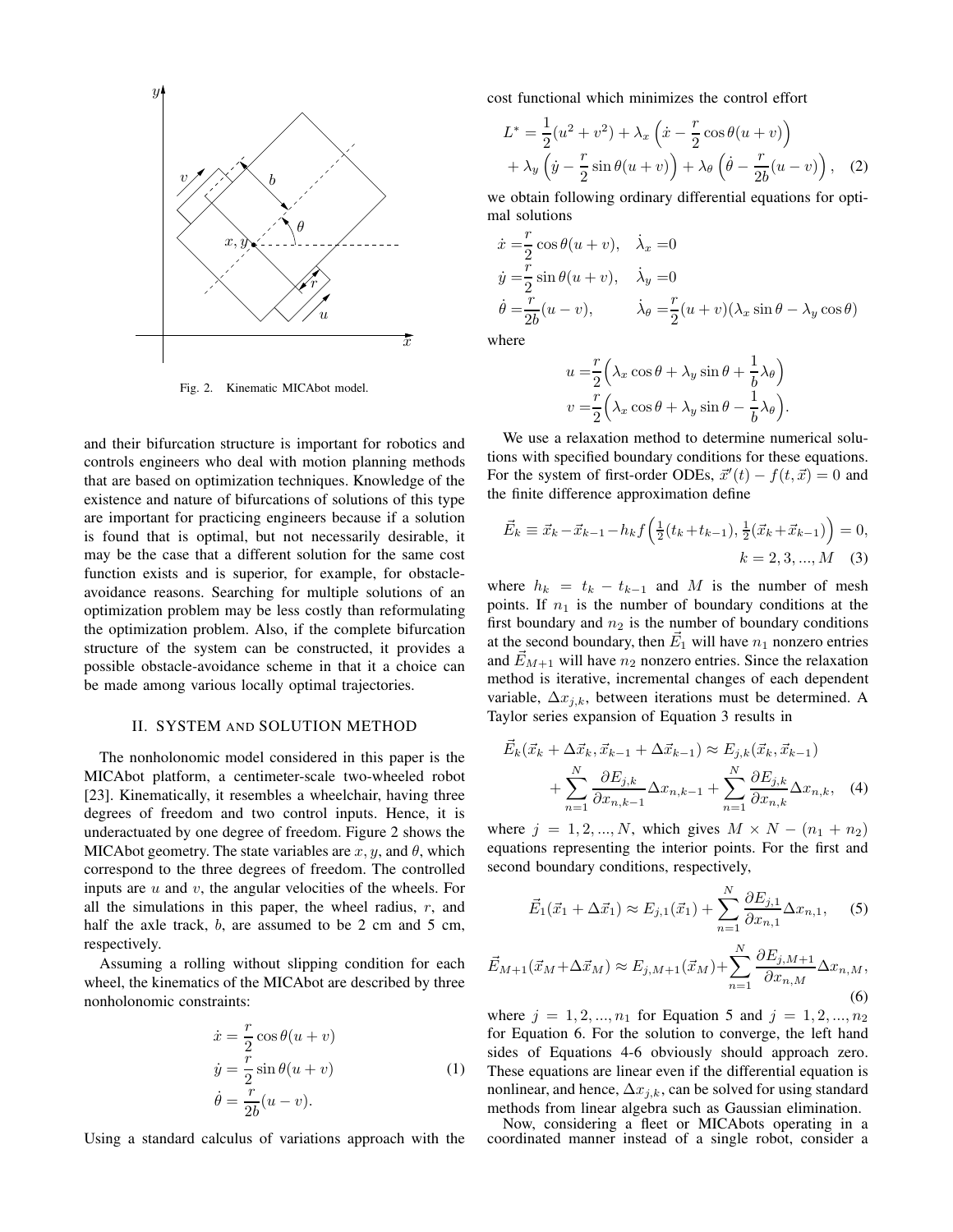Fig. 2. Kinematic MICAbot model.

and their bifurcation structure is important for robotics and controls engineers who deal with motion planning methods that are based on optimization techniques. Knowledge of the existence and nature of bifurcations of solutions of this type are important for practicing engineers because if a solution is found that is optimal, but not necessarily desirable, it may be the case that a different solution for the same cost function exists and is superior, for example, for obstacle-avoidance reasons. Searching for multiple solutions of an optimization problem may be less costly than reformulating the optimization problem. Also, if the complete bifurcation structure of the system can be constructed, it provides a possible obstacle-avoidance scheme in that it a choice can be made among various locally optimal trajectories.

## II. SYSTEM AND SOLUTION METHOD

The nonholonomic model considered in this paper is the MICAbot platform, a centimeter-scale two-wheeled robot [23]. Kinematically, it resembles a wheelchair, having three degrees of freedom and two control inputs. Hence, it is underactuated by one degree of freedom. Figure 2 shows the MICAbot geometry. The state variables are $x, y$, and $\theta$, which correspond to the three degrees of freedom. The controlled inputs are $u$ and $v$, the angular velocities of the wheels. For all the simulations in this paper, the wheel radius, $r$, and half the axle track, $b$, are assumed to be 2 cm and 5 cm, respectively.

Assuming a rolling without slipping condition for each wheel, the kinematics of the MICAbot are described by three nonholonomic constraints:

$$
\begin{aligned}
\dot{x} &= \frac{r}{2}\cos\theta(u+v) \\
\dot{y} &= \frac{r}{2}\sin\theta(u+v) \\
\dot{\theta} &= \frac{r}{2b}(u-v).
\end{aligned}
\tag{1}
$$

Using a standard calculus of variations approach with the cost functional which minimizes the control effort

$$
\begin{aligned}
L^* = \frac{1}{2}(u^2+v^2) &+ \lambda_x\left(\dot{x} - \frac{r}{2}\cos\theta(u+v)\right) \\
&+ \lambda_y\left(\dot{y} - \frac{r}{2}\sin\theta(u+v)\right) + \lambda_\theta\left(\dot{\theta} - \frac{r}{2b}(u-v)\right),
\end{aligned}
\tag{2}
$$

we obtain following ordinary differential equations for optimal solutions

$$
\begin{aligned}
\dot{x} &= \frac{r}{2}\cos\theta(u+v), & \dot{\lambda}_x &= 0 \\
\dot{y} &= \frac{r}{2}\sin\theta(u+v), & \dot{\lambda}_y &= 0 \\
\dot{\theta} &= \frac{r}{2b}(u-v), & \dot{\lambda}_\theta &= \frac{r}{2}(u+v)(\lambda_x\sin\theta - \lambda_y\cos\theta)
\end{aligned}
$$

where

$$
\begin{aligned}
u &= \frac{r}{2}\Big(\lambda_x\cos\theta + \lambda_y\sin\theta + \frac{1}{b}\lambda_\theta\Big) \\
v &= \frac{r}{2}\Big(\lambda_x\cos\theta + \lambda_y\sin\theta - \frac{1}{b}\lambda_\theta\Big).
\end{aligned}
$$

We use a relaxation method to determine numerical solutions with specified boundary conditions for these equations. For the system of first-order ODEs, $\vec{x}'(t) - f(t,\vec{x}) = 0$ and the finite difference approximation define

$$
\vec{E}_k \equiv \vec{x}_k - \vec{x}_{k-1} - h_k f\Big(\tfrac{1}{2}(t_k + t_{k-1}), \tfrac{1}{2}(\vec{x}_k + \vec{x}_{k-1})\Big) = 0, \quad k = 2,3,...,M \tag{3}
$$

where $h_k = t_k - t_{k-1}$ and $M$ is the number of mesh points. If $n_1$ is the number of boundary conditions at the first boundary and $n_2$ is the number of boundary conditions at the second boundary, then $\vec{E}_1$ will have $n_1$ nonzero entries and $\vec{E}_{M+1}$ will have $n_2$ nonzero entries. Since the relaxation method is iterative, incremental changes of each dependent variable, $\Delta x_{j,k}$, between iterations must be determined. A Taylor series expansion of Equation 3 results in

$$
\begin{aligned}
\vec{E}_k(\vec{x}_k + \Delta\vec{x}_k, \vec{x}_{k-1} + \Delta\vec{x}_{k-1}) &\approx E_{j,k}(\vec{x}_k, \vec{x}_{k-1}) \\
&+ \sum_{n=1}^{N}\frac{\partial E_{j,k}}{\partial x_{n,k-1}}\Delta x_{n,k-1} + \sum_{n=1}^{N}\frac{\partial E_{j,k}}{\partial x_{n,k}}\Delta x_{n,k},
\end{aligned}
\tag{4}
$$

where $j = 1,2,...,N$, which gives $M \times N - (n_1 + n_2)$ equations representing the interior points. For the first and second boundary conditions, respectively,

$$
\vec{E}_1(\vec{x}_1 + \Delta\vec{x}_1) \approx E_{j,1}(\vec{x}_1) + \sum_{n=1}^{N}\frac{\partial E_{j,1}}{\partial x_{n,1}}\Delta x_{n,1}, \tag{5}
$$

$$
\vec{E}_{M+1}(\vec{x}_M + \Delta\vec{x}_M) \approx E_{j,M+1}(\vec{x}_M) + \sum_{n=1}^{N}\frac{\partial E_{j,M+1}}{\partial x_{n,M}}\Delta x_{n,M}, \tag{6}
$$

where $j = 1,2,...,n_1$ for Equation 5 and $j = 1,2,...,n_2$ for Equation 6. For the solution to converge, the left hand sides of Equations 4-6 obviously should approach zero. These equations are linear even if the differential equation is nonlinear, and hence, $\Delta x_{j,k}$, can be solved for using standard methods from linear algebra such as Gaussian elimination.

Now, considering a fleet or MICAbots operating in a coordinated manner instead of a single robot, consider a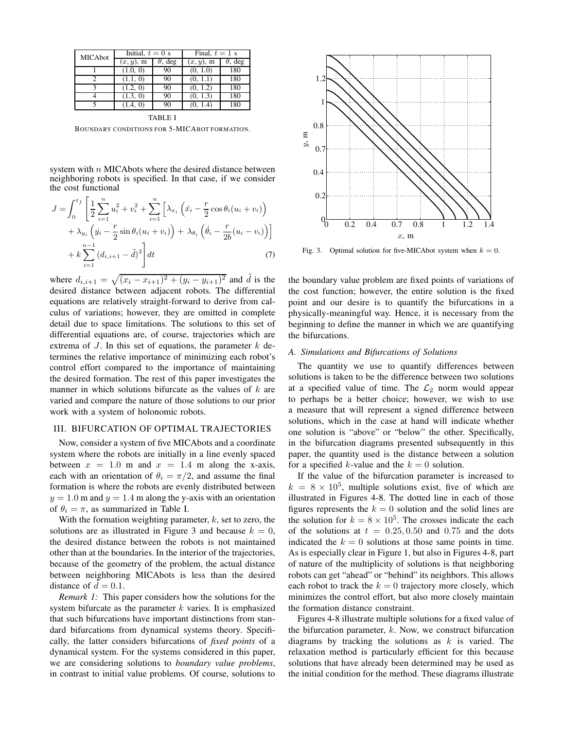| MICAbot | Initial, $t = 0$ s | | Final, $t = 1$ s | |
|---|---|---|---|---|
| | $(x, y)$, m | $\theta$, deg | $(x, y)$, m | $\theta$, deg |
| 1 | (1.0, 0) | 90 | (0, 1.0) | 180 |
| 2 | (1.1, 0) | 90 | (0, 1.1) | 180 |
| 3 | (1.2, 0) | 90 | (0, 1.2) | 180 |
| 4 | (1.3, 0) | 90 | (0, 1.3) | 180 |
| 5 | (1.4, 0) | 90 | (0, 1.4) | 180 |

TABLE I

BOUNDARY CONDITIONS FOR 5-MICABOT FORMATION.

system with $n$ MICAbots where the desired distance between neighboring robots is specified. In that case, if we consider the cost functional

$$J = \int_0^{t_f} \left[ \frac{1}{2} \sum_{i=1}^{n} u_i^2 + v_i^2 + \sum_{i=1}^{n} \left[ \lambda_{x_i} \left( \dot{x_i} - \frac{r}{2} \cos \theta_i (u_i + v_i) \right) + \lambda_{y_i} \left( \dot{y_i} - \frac{r}{2} \sin \theta_i (u_i + v_i) \right) + \lambda_{\theta_i} \left( \dot{\theta_i} - \frac{r}{2b} (u_i - v_i) \right) \right] + k \sum_{i=1}^{n-1} (d_{i,i+1} - \tilde{d})^2 \right] dt \tag{7}$$

where $d_{i,i+1} = \sqrt{(x_i - x_{i+1})^2 + (y_i - y_{i+1})^2}$ and $\tilde{d}$ is the desired distance between adjacent robots. The differential equations are relatively straight-forward to derive from calculus of variations; however, they are omitted in complete detail due to space limitations. The solutions to this set of differential equations are, of course, trajectories which are extrema of $J$. In this set of equations, the parameter $k$ determines the relative importance of minimizing each robot's control effort compared to the importance of maintaining the desired formation. The rest of this paper investigates the manner in which solutions bifurcate as the values of $k$ are varied and compare the nature of those solutions to our prior work with a system of holonomic robots.

## III. BIFURCATION OF OPTIMAL TRAJECTORIES

Now, consider a system of five MICAbots and a coordinate system where the robots are initially in a line evenly spaced between $x = 1.0$ m and $x = 1.4$ m along the x-axis, each with an orientation of $\theta_i = \pi/2$, and assume the final formation is where the robots are evenly distributed between $y = 1.0$ m and $y = 1.4$ m along the y-axis with an orientation of $\theta_i = \pi$, as summarized in Table I.

With the formation weighting parameter, $k$, set to zero, the solutions are as illustrated in Figure 3 and because $k = 0$, the desired distance between the robots is not maintained other than at the boundaries. In the interior of the trajectories, because of the geometry of the problem, the actual distance between neighboring MICAbots is less than the desired distance of $\tilde{d} = 0.1$.

*Remark 1:* This paper considers how the solutions for the system bifurcate as the parameter $k$ varies. It is emphasized that such bifurcations have important distinctions from standard bifurcations from dynamical systems theory. Specifically, the latter considers bifurcations of *fixed points* of a dynamical system. For the systems considered in this paper, we are considering solutions to *boundary value problems*, in contrast to initial value problems. Of course, solutions to the boundary value problem are fixed points of variations of the cost function; however, the entire solution is the fixed point and our desire is to quantify the bifurcations in a physically-meaningful way. Hence, it is necessary from the beginning to define the manner in which we are quantifying the bifurcations.

Fig. 3. Optimal solution for five-MICAbot system when $k = 0$.

### A. Simulations and Bifurcations of Solutions

The quantity we use to quantify differences between solutions is taken to be the difference between two solutions at a specified value of time. The $\mathcal{L}_2$ norm would appear to perhaps be a better choice; however, we wish to use a measure that will represent a signed difference between solutions, which in the case at hand will indicate whether one solution is "above" or "below" the other. Specifically, in the bifurcation diagrams presented subsequently in this paper, the quantity used is the distance between a solution for a specified $k$-value and the $k = 0$ solution.

If the value of the bifurcation parameter is increased to $k = 8 \times 10^5$, multiple solutions exist, five of which are illustrated in Figures 4-8. The dotted line in each of those figures represents the $k = 0$ solution and the solid lines are the solution for $k = 8 \times 10^5$. The crosses indicate the each of the solutions at $t = 0.25, 0.50$ and $0.75$ and the dots indicated the $k = 0$ solutions at those same points in time. As is especially clear in Figure 1, but also in Figures 4-8, part of nature of the multiplicity of solutions is that neighboring robots can get "ahead" or "behind" its neighbors. This allows each robot to track the $k = 0$ trajectory more closely, which minimizes the control effort, but also more closely maintain the formation distance constraint.

Figures 4-8 illustrate multiple solutions for a fixed value of the bifurcation parameter, $k$. Now, we construct bifurcation diagrams by tracking the solutions as $k$ is varied. The relaxation method is particularly efficient for this because solutions that have already been determined may be used as the initial condition for the method. These diagrams illustrate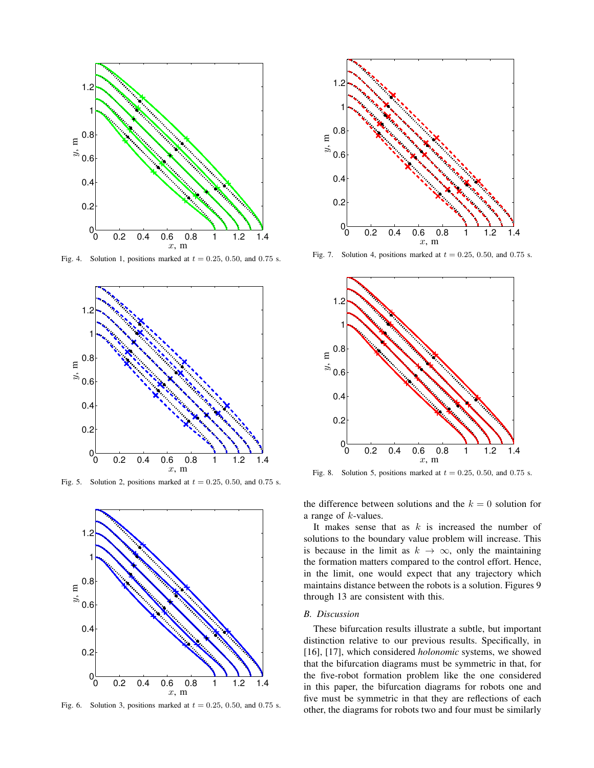Fig. 4. Solution 1, positions marked at $t = 0.25$, $0.50$, and $0.75$ s.

Fig. 5. Solution 2, positions marked at $t = 0.25$, $0.50$, and $0.75$ s.

Fig. 6. Solution 3, positions marked at $t = 0.25$, $0.50$, and $0.75$ s.

Fig. 7. Solution 4, positions marked at $t = 0.25$, $0.50$, and $0.75$ s.

Fig. 8. Solution 5, positions marked at $t = 0.25$, $0.50$, and $0.75$ s.

the difference between solutions and the $k = 0$ solution for a range of $k$-values.

It makes sense that as $k$ is increased the number of solutions to the boundary value problem will increase. This is because in the limit as $k \to \infty$, only the maintaining the formation matters compared to the control effort. Hence, in the limit, one would expect that any trajectory which maintains distance between the robots is a solution. Figures 9 through 13 are consistent with this.

### B. Discussion

These bifurcation results illustrate a subtle, but important distinction relative to our previous results. Specifically, in [16], [17], which considered *holonomic* systems, we showed that the bifurcation diagrams must be symmetric in that, for the five-robot formation problem like the one considered in this paper, the bifurcation diagrams for robots one and five must be symmetric in that they are reflections of each other, the diagrams for robots two and four must be similarly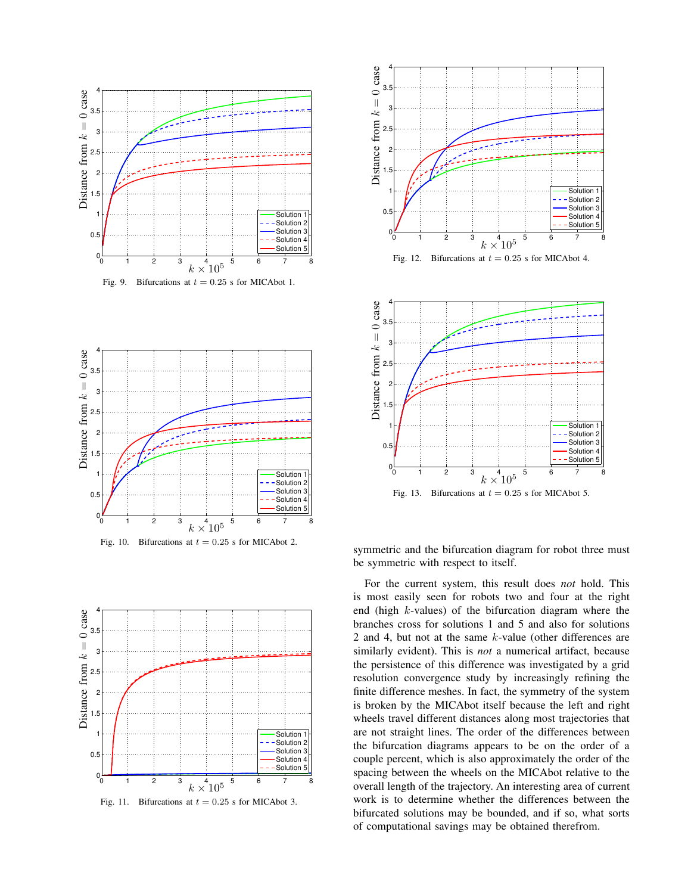Fig. 9. Bifurcations at $t = 0.25$ s for MICAbot 1.

Fig. 10. Bifurcations at $t = 0.25$ s for MICAbot 2.

Fig. 11. Bifurcations at $t = 0.25$ s for MICAbot 3.

Fig. 12. Bifurcations at $t = 0.25$ s for MICAbot 4.

Fig. 13. Bifurcations at $t = 0.25$ s for MICAbot 5.

symmetric and the bifurcation diagram for robot three must be symmetric with respect to itself.

For the current system, this result does *not* hold. This is most easily seen for robots two and four at the right end (high $k$-values) of the bifurcation diagram where the branches cross for solutions 1 and 5 and also for solutions 2 and 4, but not at the same $k$-value (other differences are similarly evident). This is *not* a numerical artifact, because the persistence of this difference was investigated by a grid resolution convergence study by increasingly refining the finite difference meshes. In fact, the symmetry of the system is broken by the MICAbot itself because the left and right wheels travel different distances along most trajectories that are not straight lines. The order of the differences between the bifurcation diagrams appears to be on the order of a couple percent, which is also approximately the order of the spacing between the wheels on the MICAbot relative to the overall length of the trajectory. An interesting area of current work is to determine whether the differences between the bifurcated solutions may be bounded, and if so, what sorts of computational savings may be obtained therefrom.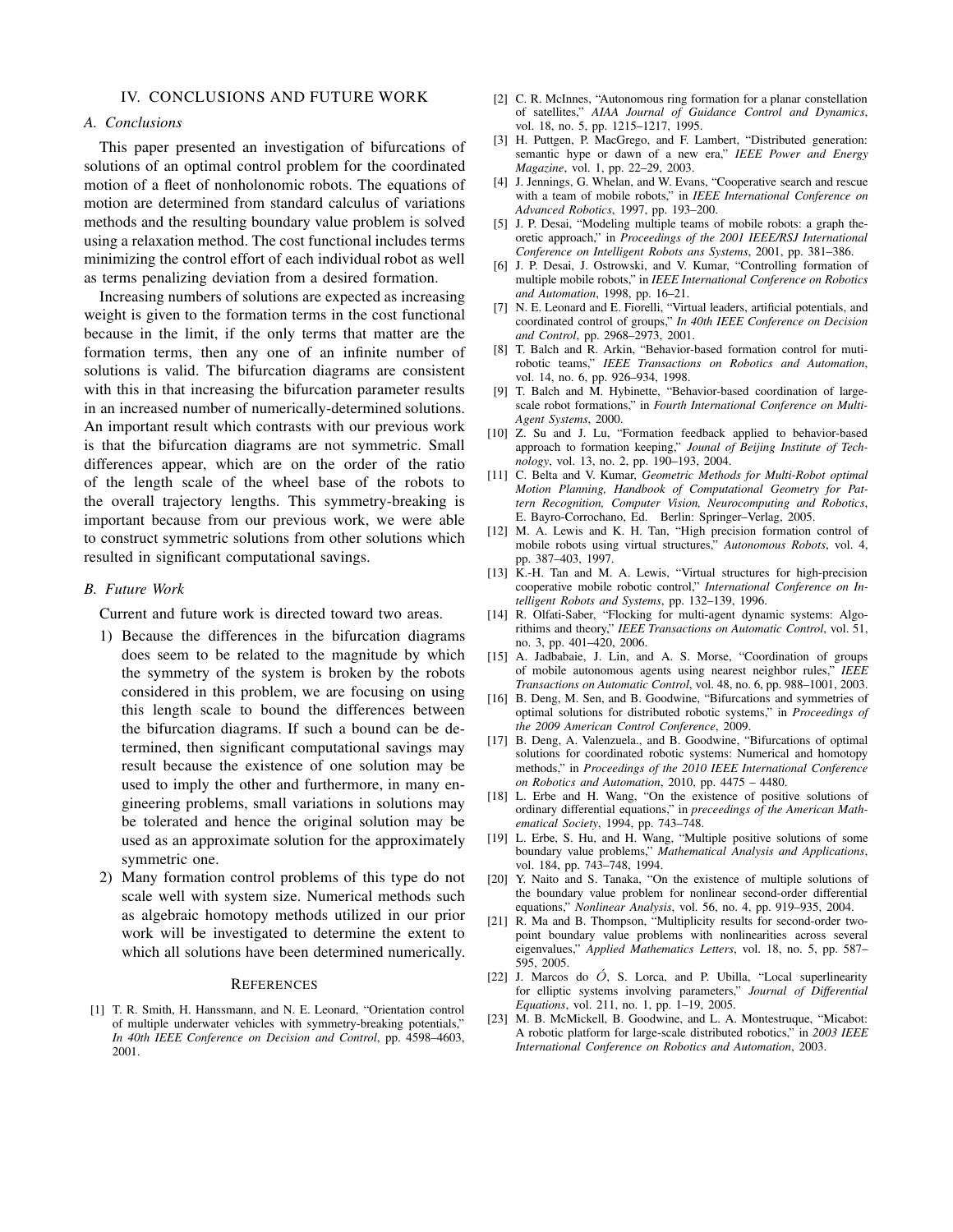## IV. CONCLUSIONS AND FUTURE WORK

### A. Conclusions

This paper presented an investigation of bifurcations of solutions of an optimal control problem for the coordinated motion of a fleet of nonholonomic robots. The equations of motion are determined from standard calculus of variations methods and the resulting boundary value problem is solved using a relaxation method. The cost functional includes terms minimizing the control effort of each individual robot as well as terms penalizing deviation from a desired formation.

Increasing numbers of solutions are expected as increasing weight is given to the formation terms in the cost functional because in the limit, if the only terms that matter are the formation terms, then any one of an infinite number of solutions is valid. The bifurcation diagrams are consistent with this in that increasing the bifurcation parameter results in an increased number of numerically-determined solutions. An important result which contrasts with our previous work is that the bifurcation diagrams are not symmetric. Small differences appear, which are on the order of the ratio of the length scale of the wheel base of the robots to the overall trajectory lengths. This symmetry-breaking is important because from our previous work, we were able to construct symmetric solutions from other solutions which resulted in significant computational savings.

### B. Future Work

Current and future work is directed toward two areas.

1) Because the differences in the bifurcation diagrams does seem to be related to the magnitude by which the symmetry of the system is broken by the robots considered in this problem, we are focusing on using this length scale to bound the differences between the bifurcation diagrams. If such a bound can be determined, then significant computational savings may result because the existence of one solution may be used to imply the other and furthermore, in many engineering problems, small variations in solutions may be tolerated and hence the original solution may be used as an approximate solution for the approximately symmetric one.
2) Many formation control problems of this type do not scale well with system size. Numerical methods such as algebraic homotopy methods utilized in our prior work will be investigated to determine the extent to which all solutions have been determined numerically.

## REFERENCES

[1] T. R. Smith, H. Hanssmann, and N. E. Leonard, "Orientation control of multiple underwater vehicles with symmetry-breaking potentials," *In 40th IEEE Conference on Decision and Control*, pp. 4598–4603, 2001.

[2] C. R. McInnes, "Autonomous ring formation for a planar constellation of satellites," *AIAA Journal of Guidance Control and Dynamics*, vol. 18, no. 5, pp. 1215–1217, 1995.

[3] H. Puttgen, P. MacGrego, and F. Lambert, "Distributed generation: semantic hype or dawn of a new era," *IEEE Power and Energy Magazine*, vol. 1, pp. 22–29, 2003.

[4] J. Jennings, G. Whelan, and W. Evans, "Cooperative search and rescue with a team of mobile robots," in *IEEE International Conference on Advanced Robotics*, 1997, pp. 193–200.

[5] J. P. Desai, "Modeling multiple teams of mobile robots: a graph theoretic approach," in *Proceedings of the 2001 IEEE/RSJ International Conference on Intelligent Robots ans Systems*, 2001, pp. 381–386.

[6] J. P. Desai, J. Ostrowski, and V. Kumar, "Controlling formation of multiple mobile robots," in *IEEE International Conference on Robotics and Automation*, 1998, pp. 16–21.

[7] N. E. Leonard and E. Fiorelli, "Virtual leaders, artificial potentials, and coordinated control of groups," *In 40th IEEE Conference on Decision and Control*, pp. 2968–2973, 2001.

[8] T. Balch and R. Arkin, "Behavior-based formation control for mutirobotic teams," *IEEE Transactions on Robotics and Automation*, vol. 14, no. 6, pp. 926–934, 1998.

[9] T. Balch and M. Hybinette, "Behavior-based coordination of large-scale robot formations," in *Fourth International Conference on Multi-Agent Systems*, 2000.

[10] Z. Su and J. Lu, "Formation feedback applied to behavior-based approach to formation keeping," *Jounal of Beijing Institute of Technology*, vol. 13, no. 2, pp. 190–193, 2004.

[11] C. Belta and V. Kumar, *Geometric Methods for Multi-Robot optimal Motion Planning, Handbook of Computational Geometry for Pattern Recognition, Computer Vision, Neurocomputing and Robotics*, E. Bayro-Corrochano, Ed. Berlin: Springer–Verlag, 2005.

[12] M. A. Lewis and K. H. Tan, "High precision formation control of mobile robots using virtual structures," *Autonomous Robots*, vol. 4, pp. 387–403, 1997.

[13] K.-H. Tan and M. A. Lewis, "Virtual structures for high-precision cooperative mobile robotic control," *International Conference on Intelligent Robots and Systems*, pp. 132–139, 1996.

[14] R. Olfati-Saber, "Flocking for multi-agent dynamic systems: Algorithms and theory," *IEEE Transactions on Automatic Control*, vol. 51, no. 3, pp. 401–420, 2006.

[15] A. Jadbabaie, J. Lin, and A. S. Morse, "Coordination of groups of mobile autonomous agents using nearest neighbor rules," *IEEE Transactions on Automatic Control*, vol. 48, no. 6, pp. 988–1001, 2003.

[16] B. Deng, M. Sen, and B. Goodwine, "Bifurcations and symmetries of optimal solutions for distributed robotic systems," in *Proceedings of the 2009 American Control Conference*, 2009.

[17] B. Deng, A. Valenzuela., and B. Goodwine, "Bifurcations of optimal solutions for coordinated robotic systems: Numerical and homotopy methods," in *Proceedings of the 2010 IEEE International Conference on Robotics and Automation*, 2010, pp. 4475 – 4480.

[18] L. Erbe and H. Wang, "On the existence of positive solutions of ordinary differential equations," in *preceedings of the American Mathematical Society*, 1994, pp. 743–748.

[19] L. Erbe, S. Hu, and H. Wang, "Multiple positive solutions of some boundary value problems," *Mathematical Analysis and Applications*, vol. 184, pp. 743–748, 1994.

[20] Y. Naito and S. Tanaka, "On the existence of multiple solutions of the boundary value problem for nonlinear second-order differential equations," *Nonlinear Analysis*, vol. 56, no. 4, pp. 919–935, 2004.

[21] R. Ma and B. Thompson, "Multiplicity results for second-order two-point boundary value problems with nonlinearities across several eigenvalues," *Applied Mathematics Letters*, vol. 18, no. 5, pp. 587–595, 2005.

[22] J. Marcos do Ó, S. Lorca, and P. Ubilla, "Local superlinearity for elliptic systems involving parameters," *Journal of Differential Equations*, vol. 211, no. 1, pp. 1–19, 2005.

[23] M. B. McMickell, B. Goodwine, and L. A. Montestruque, "Micabot: A robotic platform for large-scale distributed robotics," in *2003 IEEE International Conference on Robotics and Automation*, 2003.